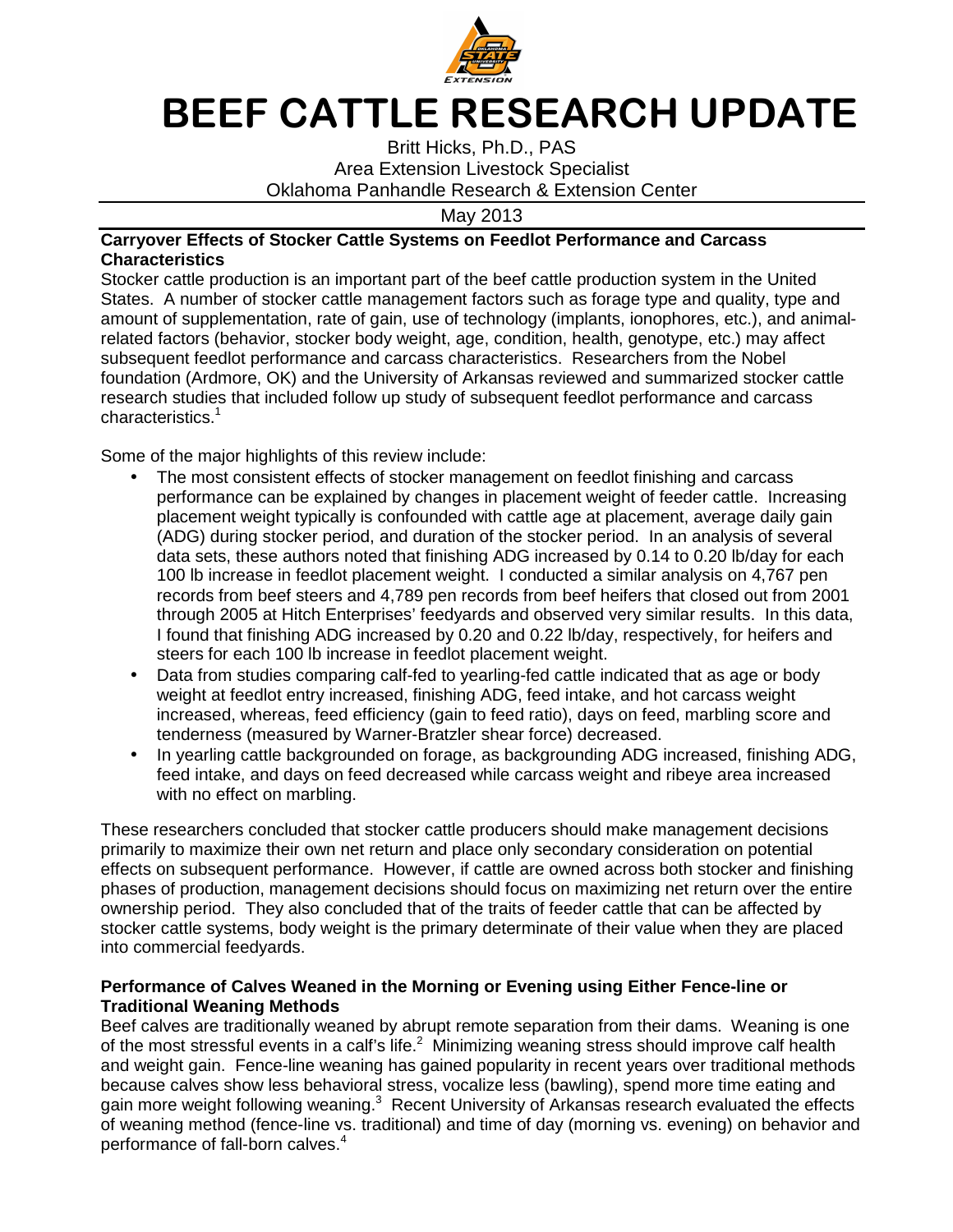# BEEF CATTLE RESEARCH UPDATE

Britt Hicks, Ph.D., PAS
Area Extension Livestock Specialist
Oklahoma Panhandle Research & Extension Center

May 2013

## Carryover Effects of Stocker Cattle Systems on Feedlot Performance and Carcass Characteristics

Stocker cattle production is an important part of the beef cattle production system in the United States. A number of stocker cattle management factors such as forage type and quality, type and amount of supplementation, rate of gain, use of technology (implants, ionophores, etc.), and animal-related factors (behavior, stocker body weight, age, condition, health, genotype, etc.) may affect subsequent feedlot performance and carcass characteristics. Researchers from the Nobel foundation (Ardmore, OK) and the University of Arkansas reviewed and summarized stocker cattle research studies that included follow up study of subsequent feedlot performance and carcass characteristics.[1]

Some of the major highlights of this review include:

- The most consistent effects of stocker management on feedlot finishing and carcass performance can be explained by changes in placement weight of feeder cattle. Increasing placement weight typically is confounded with cattle age at placement, average daily gain (ADG) during stocker period, and duration of the stocker period. In an analysis of several data sets, these authors noted that finishing ADG increased by 0.14 to 0.20 lb/day for each 100 lb increase in feedlot placement weight. I conducted a similar analysis on 4,767 pen records from beef steers and 4,789 pen records from beef heifers that closed out from 2001 through 2005 at Hitch Enterprises' feedyards and observed very similar results. In this data, I found that finishing ADG increased by 0.20 and 0.22 lb/day, respectively, for heifers and steers for each 100 lb increase in feedlot placement weight.
- Data from studies comparing calf-fed to yearling-fed cattle indicated that as age or body weight at feedlot entry increased, finishing ADG, feed intake, and hot carcass weight increased, whereas, feed efficiency (gain to feed ratio), days on feed, marbling score and tenderness (measured by Warner-Bratzler shear force) decreased.
- In yearling cattle backgrounded on forage, as backgrounding ADG increased, finishing ADG, feed intake, and days on feed decreased while carcass weight and ribeye area increased with no effect on marbling.

These researchers concluded that stocker cattle producers should make management decisions primarily to maximize their own net return and place only secondary consideration on potential effects on subsequent performance. However, if cattle are owned across both stocker and finishing phases of production, management decisions should focus on maximizing net return over the entire ownership period. They also concluded that of the traits of feeder cattle that can be affected by stocker cattle systems, body weight is the primary determinate of their value when they are placed into commercial feedyards.

## Performance of Calves Weaned in the Morning or Evening using Either Fence-line or Traditional Weaning Methods

Beef calves are traditionally weaned by abrupt remote separation from their dams. Weaning is one of the most stressful events in a calf's life.[2] Minimizing weaning stress should improve calf health and weight gain. Fence-line weaning has gained popularity in recent years over traditional methods because calves show less behavioral stress, vocalize less (bawling), spend more time eating and gain more weight following weaning.[3] Recent University of Arkansas research evaluated the effects of weaning method (fence-line vs. traditional) and time of day (morning vs. evening) on behavior and performance of fall-born calves.[4]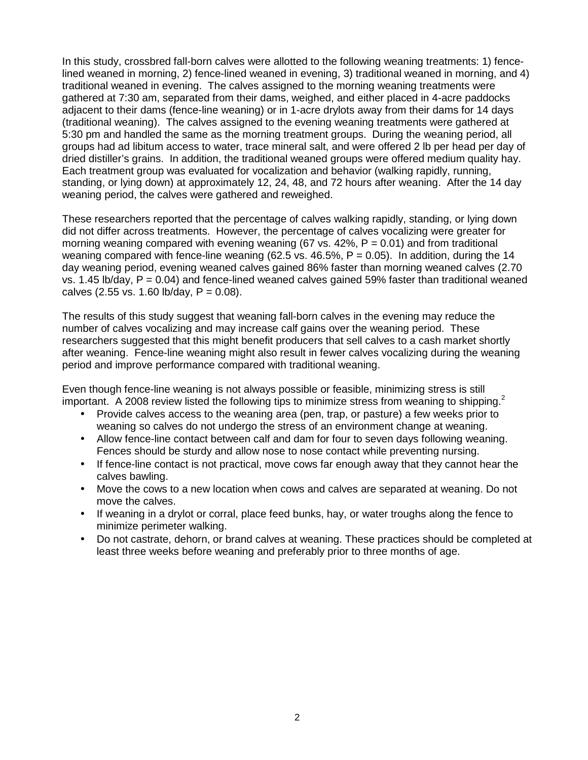In this study, crossbred fall-born calves were allotted to the following weaning treatments: 1) fence-lined weaned in morning, 2) fence-lined weaned in evening, 3) traditional weaned in morning, and 4) traditional weaned in evening. The calves assigned to the morning weaning treatments were gathered at 7:30 am, separated from their dams, weighed, and either placed in 4-acre paddocks adjacent to their dams (fence-line weaning) or in 1-acre drylots away from their dams for 14 days (traditional weaning). The calves assigned to the evening weaning treatments were gathered at 5:30 pm and handled the same as the morning treatment groups. During the weaning period, all groups had ad libitum access to water, trace mineral salt, and were offered 2 lb per head per day of dried distiller's grains. In addition, the traditional weaned groups were offered medium quality hay. Each treatment group was evaluated for vocalization and behavior (walking rapidly, running, standing, or lying down) at approximately 12, 24, 48, and 72 hours after weaning. After the 14 day weaning period, the calves were gathered and reweighed.

These researchers reported that the percentage of calves walking rapidly, standing, or lying down did not differ across treatments. However, the percentage of calves vocalizing were greater for morning weaning compared with evening weaning (67 vs. 42%, $P = 0.01$) and from traditional weaning compared with fence-line weaning (62.5 vs. 46.5%, $P = 0.05$). In addition, during the 14 day weaning period, evening weaned calves gained 86% faster than morning weaned calves (2.70 vs. 1.45 lb/day, $P = 0.04$) and fence-lined weaned calves gained 59% faster than traditional weaned calves (2.55 vs. 1.60 lb/day, $P = 0.08$).

The results of this study suggest that weaning fall-born calves in the evening may reduce the number of calves vocalizing and may increase calf gains over the weaning period. These researchers suggested that this might benefit producers that sell calves to a cash market shortly after weaning. Fence-line weaning might also result in fewer calves vocalizing during the weaning period and improve performance compared with traditional weaning.

Even though fence-line weaning is not always possible or feasible, minimizing stress is still important. A 2008 review listed the following tips to minimize stress from weaning to shipping.[2]

- Provide calves access to the weaning area (pen, trap, or pasture) a few weeks prior to weaning so calves do not undergo the stress of an environment change at weaning.
- Allow fence-line contact between calf and dam for four to seven days following weaning. Fences should be sturdy and allow nose to nose contact while preventing nursing.
- If fence-line contact is not practical, move cows far enough away that they cannot hear the calves bawling.
- Move the cows to a new location when cows and calves are separated at weaning. Do not move the calves.
- If weaning in a drylot or corral, place feed bunks, hay, or water troughs along the fence to minimize perimeter walking.
- Do not castrate, dehorn, or brand calves at weaning. These practices should be completed at least three weeks before weaning and preferably prior to three months of age.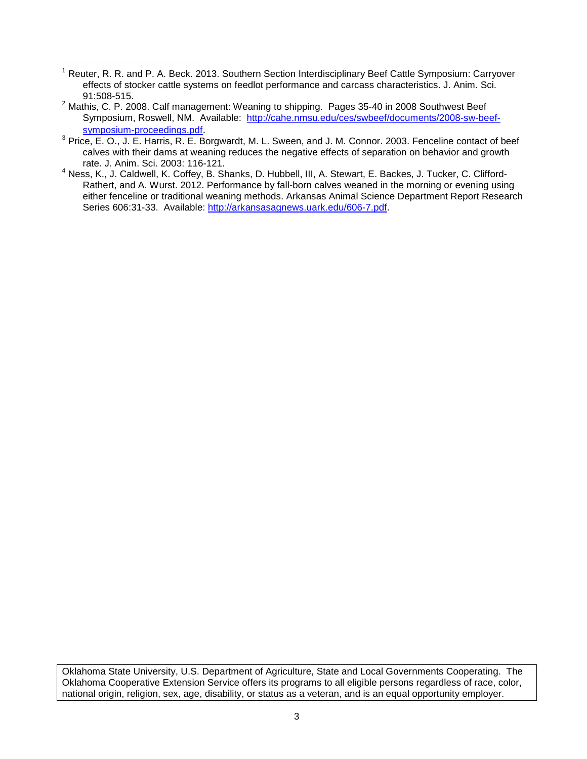[1] Reuter, R. R. and P. A. Beck. 2013. Southern Section Interdisciplinary Beef Cattle Symposium: Carryover effects of stocker cattle systems on feedlot performance and carcass characteristics. J. Anim. Sci. 91:508-515.

[2] Mathis, C. P. 2008. Calf management: Weaning to shipping. Pages 35-40 in 2008 Southwest Beef Symposium, Roswell, NM. Available: [http://cahe.nmsu.edu/ces/swbeef/documents/2008-sw-beef-symposium-proceedings.pdf](http://cahe.nmsu.edu/ces/swbeef/documents/2008-sw-beef-symposium-proceedings.pdf).

[3] Price, E. O., J. E. Harris, R. E. Borgwardt, M. L. Sween, and J. M. Connor. 2003. Fenceline contact of beef calves with their dams at weaning reduces the negative effects of separation on behavior and growth rate. J. Anim. Sci. 2003: 116-121.

[4] Ness, K., J. Caldwell, K. Coffey, B. Shanks, D. Hubbell, III, A. Stewart, E. Backes, J. Tucker, C. Clifford-Rathert, and A. Wurst. 2012. Performance by fall-born calves weaned in the morning or evening using either fenceline or traditional weaning methods. Arkansas Animal Science Department Report Research Series 606:31-33. Available: [http://arkansasagnews.uark.edu/606-7.pdf](http://arkansasagnews.uark.edu/606-7.pdf).

Oklahoma State University, U.S. Department of Agriculture, State and Local Governments Cooperating. The Oklahoma Cooperative Extension Service offers its programs to all eligible persons regardless of race, color, national origin, religion, sex, age, disability, or status as a veteran, and is an equal opportunity employer.